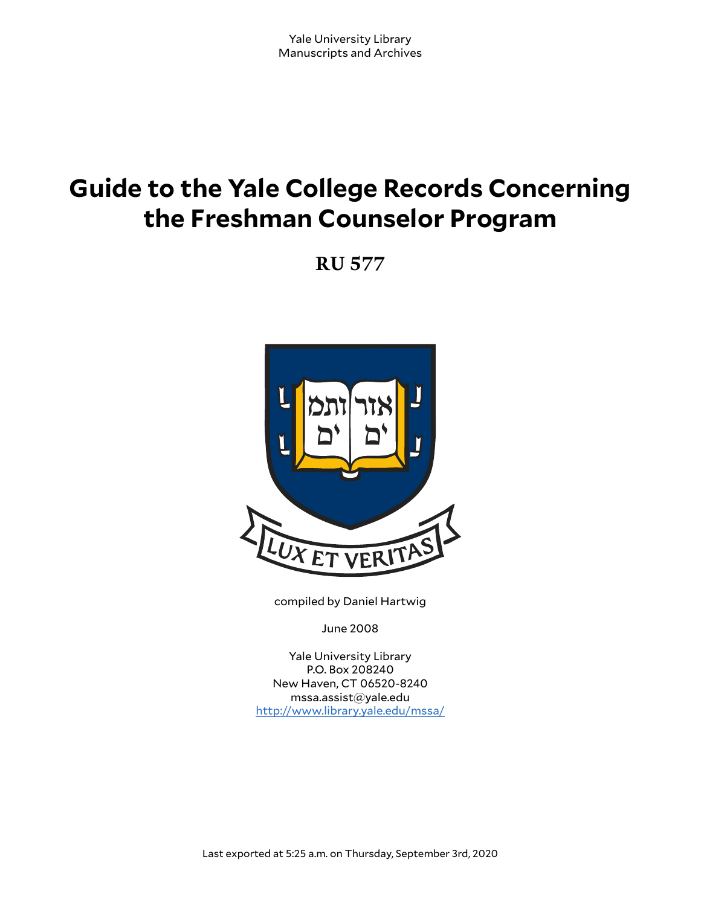Yale University Library
Manuscripts and Archives

# Guide to the Yale College Records Concerning the Freshman Counselor Program

## RU 577

compiled by Daniel Hartwig

June 2008

Yale University Library
P.O. Box 208240
New Haven, CT 06520-8240
mssa.assist@yale.edu
http://www.library.yale.edu/mssa/

Last exported at 5:25 a.m. on Thursday, September 3rd, 2020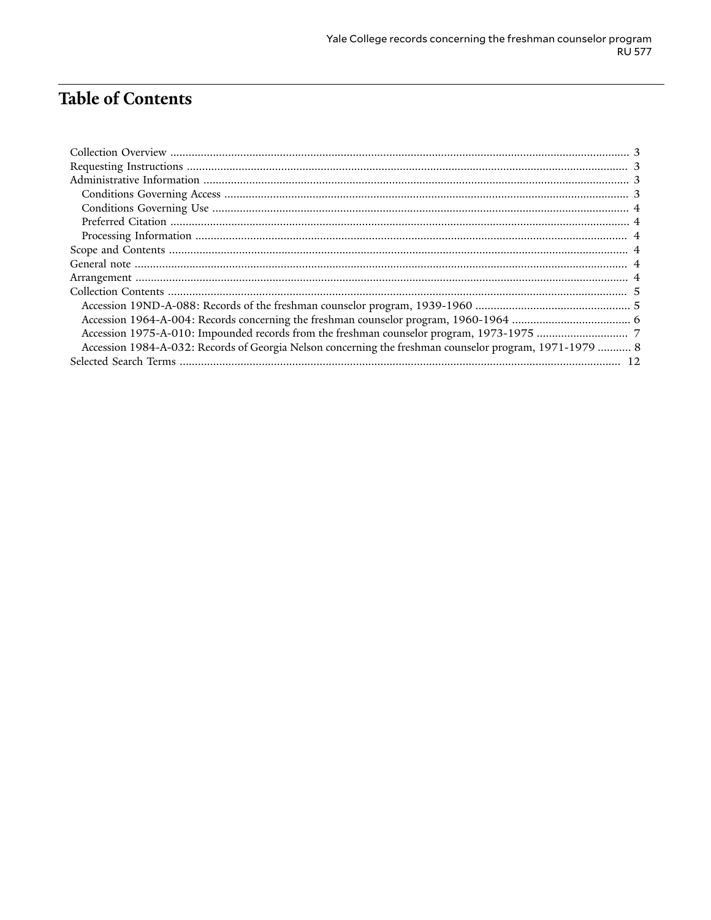# Table of Contents

- Collection Overview ..... 3
- Requesting Instructions ..... 3
- Administrative Information ..... 3
  - Conditions Governing Access ..... 3
  - Conditions Governing Use ..... 4
  - Preferred Citation ..... 4
  - Processing Information ..... 4
- Scope and Contents ..... 4
- General note ..... 4
- Arrangement ..... 4
- Collection Contents ..... 5
  - Accession 19ND-A-088: Records of the freshman counselor program, 1939-1960 ..... 5
  - Accession 1964-A-004: Records concerning the freshman counselor program, 1960-1964 ..... 6
  - Accession 1975-A-010: Impounded records from the freshman counselor program, 1973-1975 ..... 7
  - Accession 1984-A-032: Records of Georgia Nelson concerning the freshman counselor program, 1971-1979 ..... 8
- Selected Search Terms ..... 12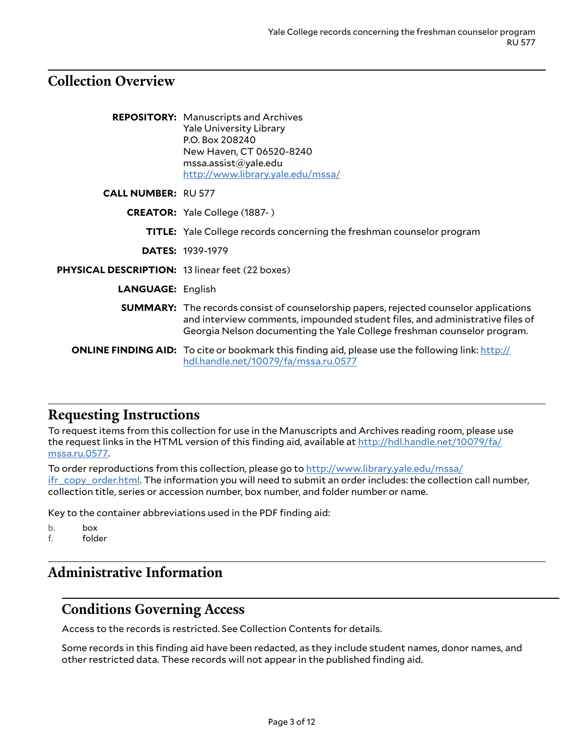## Collection Overview

**REPOSITORY:** Manuscripts and Archives
Yale University Library
P.O. Box 208240
New Haven, CT 06520-8240
mssa.assist@yale.edu
http://www.library.yale.edu/mssa/

**CALL NUMBER:** RU 577

**CREATOR:** Yale College (1887- )

**TITLE:** Yale College records concerning the freshman counselor program

**DATES:** 1939-1979

**PHYSICAL DESCRIPTION:** 13 linear feet (22 boxes)

**LANGUAGE:** English

**SUMMARY:** The records consist of counselorship papers, rejected counselor applications and interview comments, impounded student files, and administrative files of Georgia Nelson documenting the Yale College freshman counselor program.

**ONLINE FINDING AID:** To cite or bookmark this finding aid, please use the following link: http://hdl.handle.net/10079/fa/mssa.ru.0577

## Requesting Instructions

To request items from this collection for use in the Manuscripts and Archives reading room, please use the request links in the HTML version of this finding aid, available at http://hdl.handle.net/10079/fa/mssa.ru.0577.

To order reproductions from this collection, please go to http://www.library.yale.edu/mssa/ifr_copy_order.html. The information you will need to submit an order includes: the collection call number, collection title, series or accession number, box number, and folder number or name.

Key to the container abbreviations used in the PDF finding aid:

b. box
f. folder

## Administrative Information

### Conditions Governing Access

Access to the records is restricted. See Collection Contents for details.

Some records in this finding aid have been redacted, as they include student names, donor names, and other restricted data. These records will not appear in the published finding aid.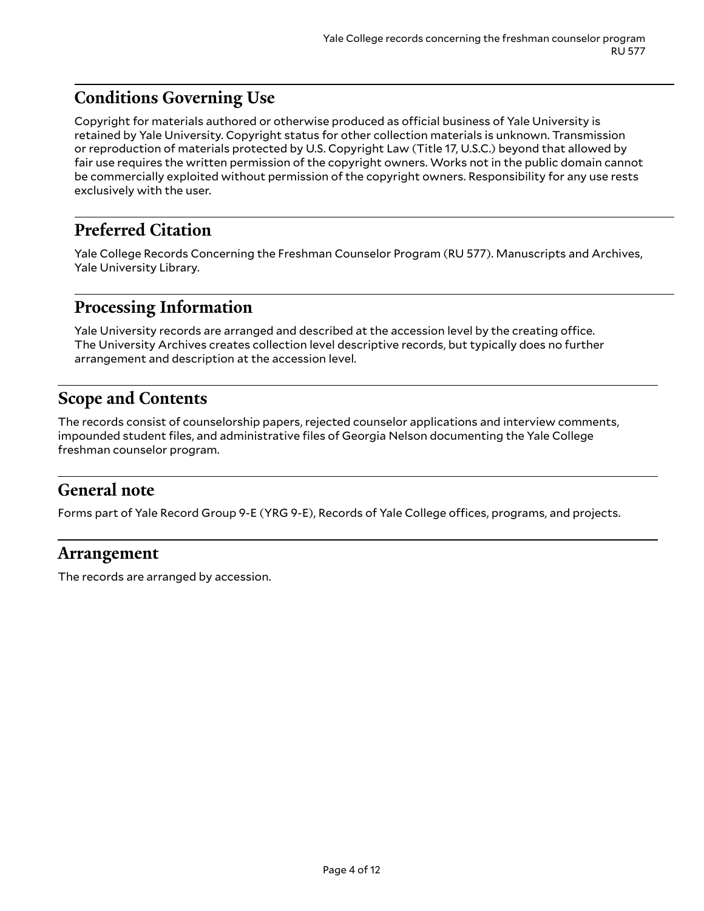## Conditions Governing Use

Copyright for materials authored or otherwise produced as official business of Yale University is retained by Yale University. Copyright status for other collection materials is unknown. Transmission or reproduction of materials protected by U.S. Copyright Law (Title 17, U.S.C.) beyond that allowed by fair use requires the written permission of the copyright owners. Works not in the public domain cannot be commercially exploited without permission of the copyright owners. Responsibility for any use rests exclusively with the user.

## Preferred Citation

Yale College Records Concerning the Freshman Counselor Program (RU 577). Manuscripts and Archives, Yale University Library.

## Processing Information

Yale University records are arranged and described at the accession level by the creating office. The University Archives creates collection level descriptive records, but typically does no further arrangement and description at the accession level.

## Scope and Contents

The records consist of counselorship papers, rejected counselor applications and interview comments, impounded student files, and administrative files of Georgia Nelson documenting the Yale College freshman counselor program.

## General note

Forms part of Yale Record Group 9-E (YRG 9-E), Records of Yale College offices, programs, and projects.

## Arrangement

The records are arranged by accession.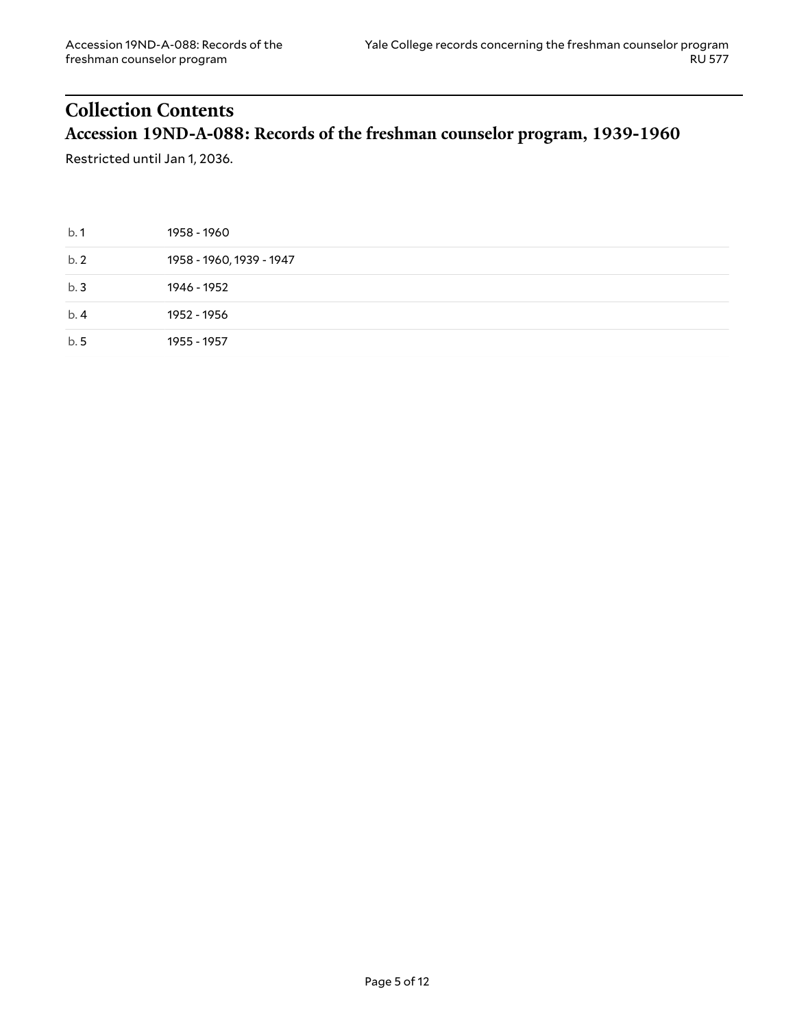# Collection Contents

## Accession 19ND-A-088: Records of the freshman counselor program, 1939-1960

Restricted until Jan 1, 2036.

| | |
|---|---|
| b. 1 | 1958 - 1960 |
| b. 2 | 1958 - 1960, 1939 - 1947 |
| b. 3 | 1946 - 1952 |
| b. 4 | 1952 - 1956 |
| b. 5 | 1955 - 1957 |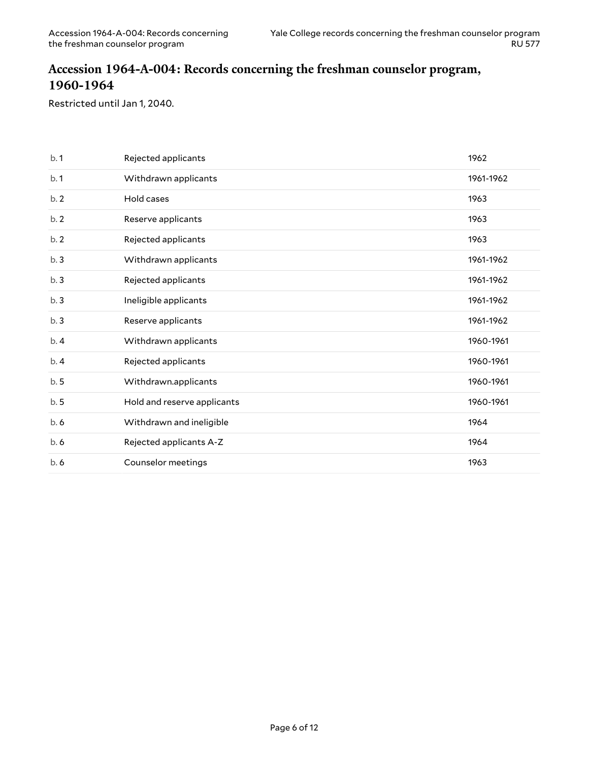## Accession 1964-A-004: Records concerning the freshman counselor program, 1960-1964

Restricted until Jan 1, 2040.

| | | |
|---|---|---|
| b. 1 | Rejected applicants | 1962 |
| b. 1 | Withdrawn applicants | 1961-1962 |
| b. 2 | Hold cases | 1963 |
| b. 2 | Reserve applicants | 1963 |
| b. 2 | Rejected applicants | 1963 |
| b. 3 | Withdrawn applicants | 1961-1962 |
| b. 3 | Rejected applicants | 1961-1962 |
| b. 3 | Ineligible applicants | 1961-1962 |
| b. 3 | Reserve applicants | 1961-1962 |
| b. 4 | Withdrawn applicants | 1960-1961 |
| b. 4 | Rejected applicants | 1960-1961 |
| b. 5 | Withdrawn.applicants | 1960-1961 |
| b. 5 | Hold and reserve applicants | 1960-1961 |
| b. 6 | Withdrawn and ineligible | 1964 |
| b. 6 | Rejected applicants A-Z | 1964 |
| b. 6 | Counselor meetings | 1963 |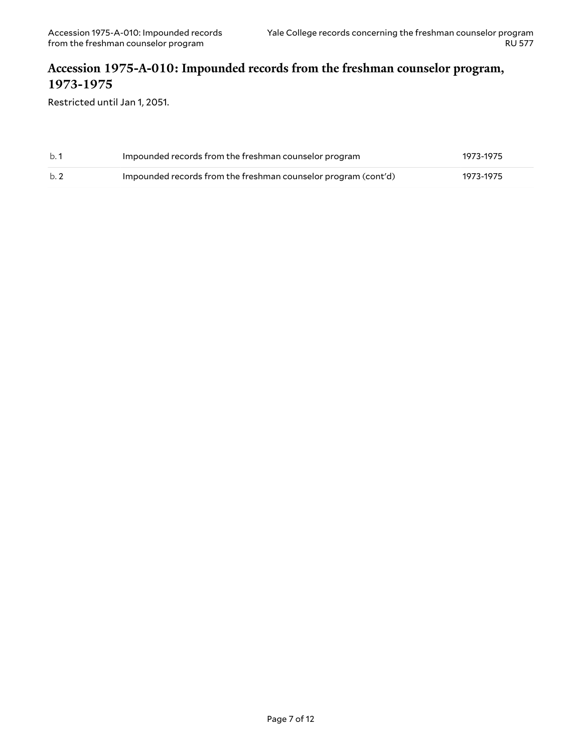## Accession 1975-A-010: Impounded records from the freshman counselor program, 1973-1975

Restricted until Jan 1, 2051.

| | | |
|---|---|---|
| b. 1 | Impounded records from the freshman counselor program | 1973-1975 |
| b. 2 | Impounded records from the freshman counselor program (cont'd) | 1973-1975 |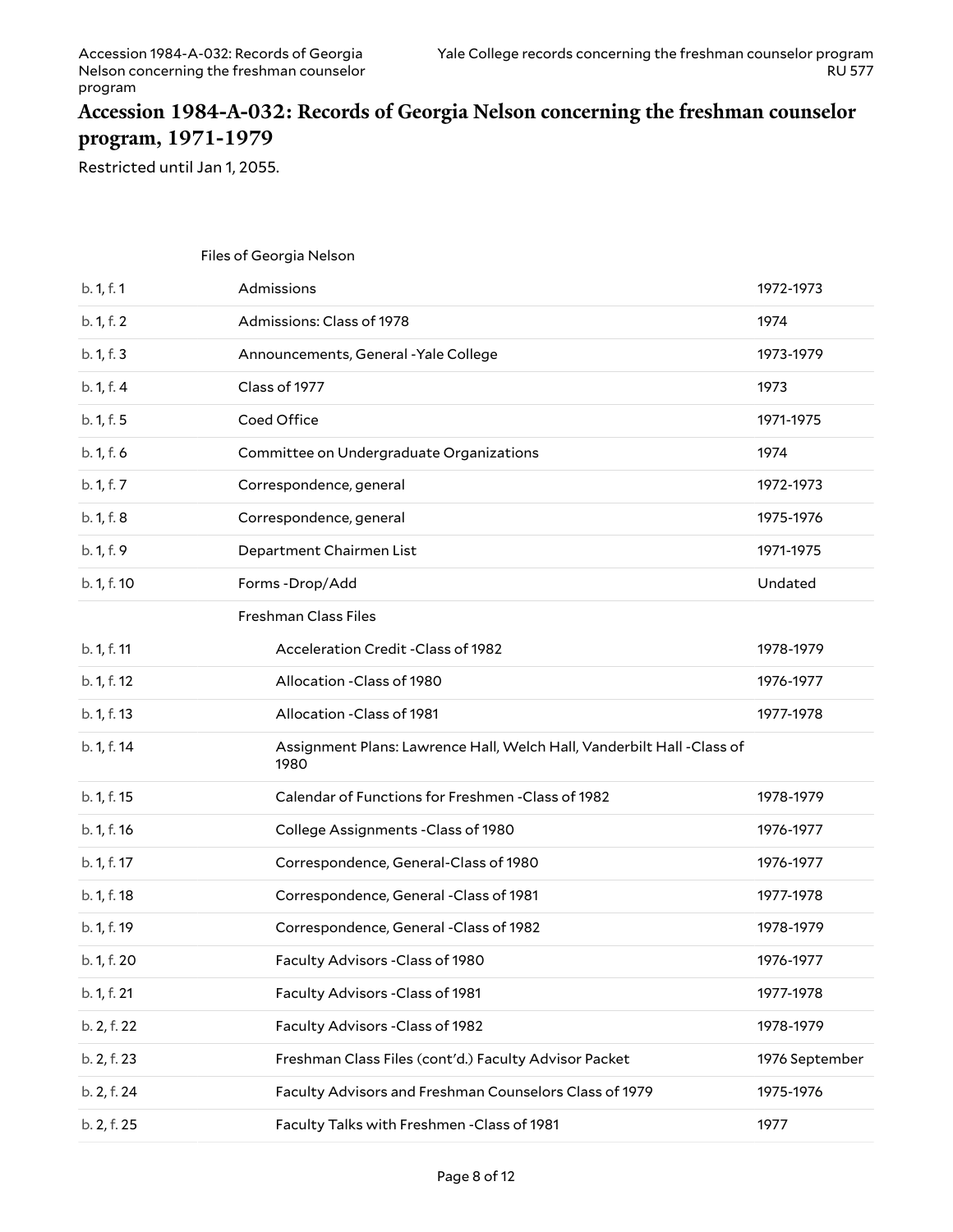## Accession 1984-A-032: Records of Georgia Nelson concerning the freshman counselor program, 1971-1979

Restricted until Jan 1, 2055.

Files of Georgia Nelson

| Location | Title | Date |
| --- | --- | --- |
| b. 1, f. 1 | Admissions | 1972-1973 |
| b. 1, f. 2 | Admissions: Class of 1978 | 1974 |
| b. 1, f. 3 | Announcements, General -Yale College | 1973-1979 |
| b. 1, f. 4 | Class of 1977 | 1973 |
| b. 1, f. 5 | Coed Office | 1971-1975 |
| b. 1, f. 6 | Committee on Undergraduate Organizations | 1974 |
| b. 1, f. 7 | Correspondence, general | 1972-1973 |
| b. 1, f. 8 | Correspondence, general | 1975-1976 |
| b. 1, f. 9 | Department Chairmen List | 1971-1975 |
| b. 1, f. 10 | Forms -Drop/Add | Undated |
| | **Freshman Class Files** | |
| b. 1, f. 11 | Acceleration Credit -Class of 1982 | 1978-1979 |
| b. 1, f. 12 | Allocation -Class of 1980 | 1976-1977 |
| b. 1, f. 13 | Allocation -Class of 1981 | 1977-1978 |
| b. 1, f. 14 | Assignment Plans: Lawrence Hall, Welch Hall, Vanderbilt Hall -Class of 1980 | |
| b. 1, f. 15 | Calendar of Functions for Freshmen -Class of 1982 | 1978-1979 |
| b. 1, f. 16 | College Assignments -Class of 1980 | 1976-1977 |
| b. 1, f. 17 | Correspondence, General-Class of 1980 | 1976-1977 |
| b. 1, f. 18 | Correspondence, General -Class of 1981 | 1977-1978 |
| b. 1, f. 19 | Correspondence, General -Class of 1982 | 1978-1979 |
| b. 1, f. 20 | Faculty Advisors -Class of 1980 | 1976-1977 |
| b. 1, f. 21 | Faculty Advisors -Class of 1981 | 1977-1978 |
| b. 2, f. 22 | Faculty Advisors -Class of 1982 | 1978-1979 |
| b. 2, f. 23 | Freshman Class Files (cont'd.) Faculty Advisor Packet | 1976 September |
| b. 2, f. 24 | Faculty Advisors and Freshman Counselors Class of 1979 | 1975-1976 |
| b. 2, f. 25 | Faculty Talks with Freshmen -Class of 1981 | 1977 |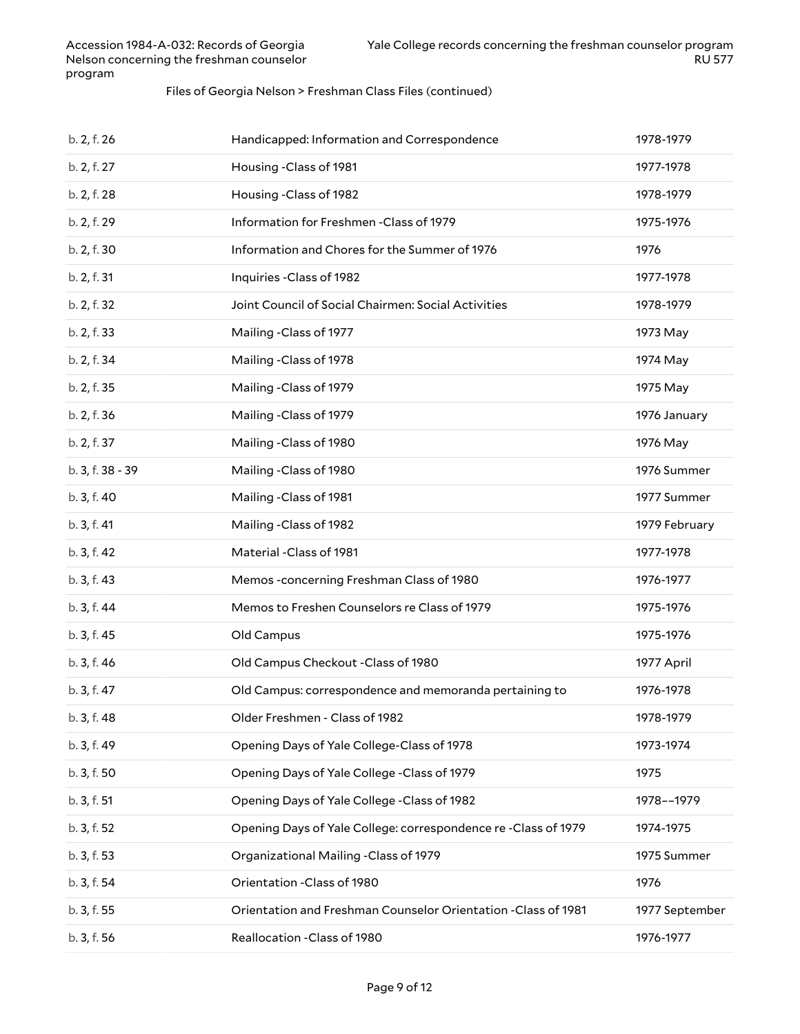Files of Georgia Nelson > Freshman Class Files (continued)

| | | |
|---|---|---|
| b. 2, f. 26 | Handicapped: Information and Correspondence | 1978-1979 |
| b. 2, f. 27 | Housing -Class of 1981 | 1977-1978 |
| b. 2, f. 28 | Housing -Class of 1982 | 1978-1979 |
| b. 2, f. 29 | Information for Freshmen -Class of 1979 | 1975-1976 |
| b. 2, f. 30 | Information and Chores for the Summer of 1976 | 1976 |
| b. 2, f. 31 | Inquiries -Class of 1982 | 1977-1978 |
| b. 2, f. 32 | Joint Council of Social Chairmen: Social Activities | 1978-1979 |
| b. 2, f. 33 | Mailing -Class of 1977 | 1973 May |
| b. 2, f. 34 | Mailing -Class of 1978 | 1974 May |
| b. 2, f. 35 | Mailing -Class of 1979 | 1975 May |
| b. 2, f. 36 | Mailing -Class of 1979 | 1976 January |
| b. 2, f. 37 | Mailing -Class of 1980 | 1976 May |
| b. 3, f. 38 - 39 | Mailing -Class of 1980 | 1976 Summer |
| b. 3, f. 40 | Mailing -Class of 1981 | 1977 Summer |
| b. 3, f. 41 | Mailing -Class of 1982 | 1979 February |
| b. 3, f. 42 | Material -Class of 1981 | 1977-1978 |
| b. 3, f. 43 | Memos -concerning Freshman Class of 1980 | 1976-1977 |
| b. 3, f. 44 | Memos to Freshen Counselors re Class of 1979 | 1975-1976 |
| b. 3, f. 45 | Old Campus | 1975-1976 |
| b. 3, f. 46 | Old Campus Checkout -Class of 1980 | 1977 April |
| b. 3, f. 47 | Old Campus: correspondence and memoranda pertaining to | 1976-1978 |
| b. 3, f. 48 | Older Freshmen - Class of 1982 | 1978-1979 |
| b. 3, f. 49 | Opening Days of Yale College-Class of 1978 | 1973-1974 |
| b. 3, f. 50 | Opening Days of Yale College -Class of 1979 | 1975 |
| b. 3, f. 51 | Opening Days of Yale College -Class of 1982 | 1978−−1979 |
| b. 3, f. 52 | Opening Days of Yale College: correspondence re -Class of 1979 | 1974-1975 |
| b. 3, f. 53 | Organizational Mailing -Class of 1979 | 1975 Summer |
| b. 3, f. 54 | Orientation -Class of 1980 | 1976 |
| b. 3, f. 55 | Orientation and Freshman Counselor Orientation -Class of 1981 | 1977 September |
| b. 3, f. 56 | Reallocation -Class of 1980 | 1976-1977 |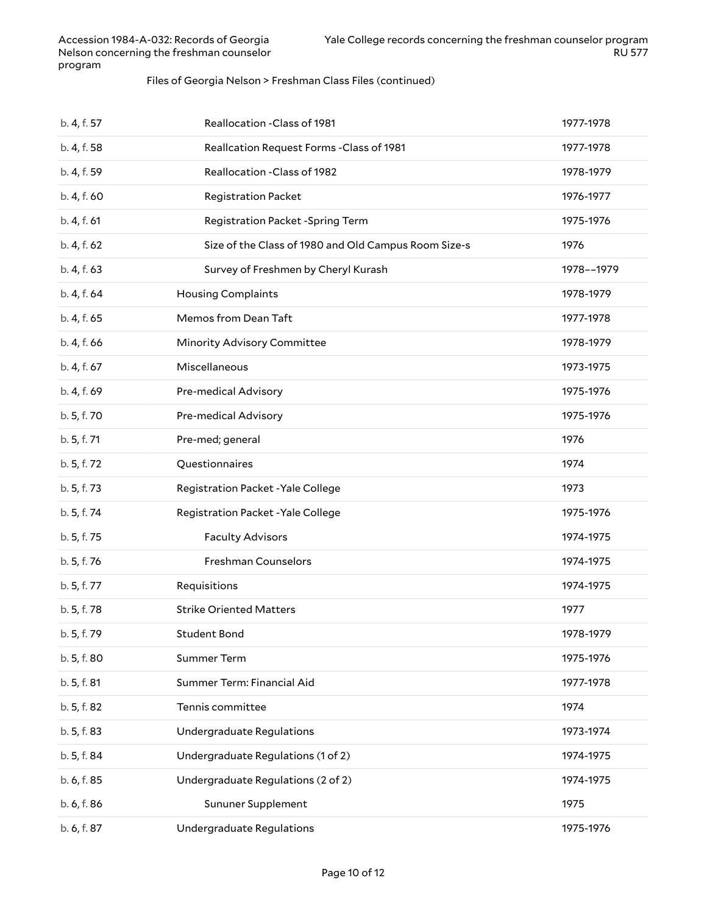Files of Georgia Nelson > Freshman Class Files (continued)

| | | |
|---|---|---|
| b. 4, f. 57 | Reallocation -Class of 1981 | 1977-1978 |
| b. 4, f. 58 | Reallcation Request Forms -Class of 1981 | 1977-1978 |
| b. 4, f. 59 | Reallocation -Class of 1982 | 1978-1979 |
| b. 4, f. 60 | Registration Packet | 1976-1977 |
| b. 4, f. 61 | Registration Packet -Spring Term | 1975-1976 |
| b. 4, f. 62 | Size of the Class of 1980 and Old Campus Room Size-s | 1976 |
| b. 4, f. 63 | Survey of Freshmen by Cheryl Kurash | 1978--1979 |
| b. 4, f. 64 | Housing Complaints | 1978-1979 |
| b. 4, f. 65 | Memos from Dean Taft | 1977-1978 |
| b. 4, f. 66 | Minority Advisory Committee | 1978-1979 |
| b. 4, f. 67 | Miscellaneous | 1973-1975 |
| b. 4, f. 69 | Pre-medical Advisory | 1975-1976 |
| b. 5, f. 70 | Pre-medical Advisory | 1975-1976 |
| b. 5, f. 71 | Pre-med; general | 1976 |
| b. 5, f. 72 | Questionnaires | 1974 |
| b. 5, f. 73 | Registration Packet -Yale College | 1973 |
| b. 5, f. 74 | Registration Packet -Yale College | 1975-1976 |
| b. 5, f. 75 | Faculty Advisors | 1974-1975 |
| b. 5, f. 76 | Freshman Counselors | 1974-1975 |
| b. 5, f. 77 | Requisitions | 1974-1975 |
| b. 5, f. 78 | Strike Oriented Matters | 1977 |
| b. 5, f. 79 | Student Bond | 1978-1979 |
| b. 5, f. 80 | Summer Term | 1975-1976 |
| b. 5, f. 81 | Summer Term: Financial Aid | 1977-1978 |
| b. 5, f. 82 | Tennis committee | 1974 |
| b. 5, f. 83 | Undergraduate Regulations | 1973-1974 |
| b. 5, f. 84 | Undergraduate Regulations (1 of 2) | 1974-1975 |
| b. 6, f. 85 | Undergraduate Regulations (2 of 2) | 1974-1975 |
| b. 6, f. 86 | Sununer Supplement | 1975 |
| b. 6, f. 87 | Undergraduate Regulations | 1975-1976 |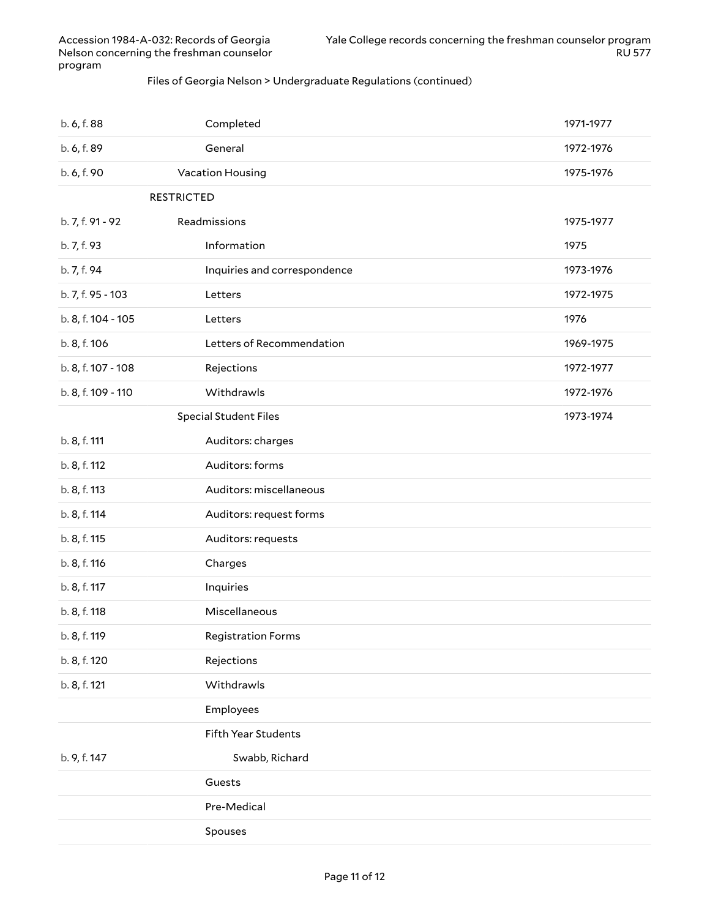Files of Georgia Nelson > Undergraduate Regulations (continued)

| | | |
|---|---|---|
| b. 6, f. 88 | Completed | 1971-1977 |
| b. 6, f. 89 | General | 1972-1976 |
| b. 6, f. 90 | Vacation Housing | 1975-1976 |
| | RESTRICTED | |
| b. 7, f. 91 - 92 | Readmissions | 1975-1977 |
| b. 7, f. 93 | Information | 1975 |
| b. 7, f. 94 | Inquiries and correspondence | 1973-1976 |
| b. 7, f. 95 - 103 | Letters | 1972-1975 |
| b. 8, f. 104 - 105 | Letters | 1976 |
| b. 8, f. 106 | Letters of Recommendation | 1969-1975 |
| b. 8, f. 107 - 108 | Rejections | 1972-1977 |
| b. 8, f. 109 - 110 | Withdrawls | 1972-1976 |
| | Special Student Files | 1973-1974 |
| b. 8, f. 111 | Auditors: charges | |
| b. 8, f. 112 | Auditors: forms | |
| b. 8, f. 113 | Auditors: miscellaneous | |
| b. 8, f. 114 | Auditors: request forms | |
| b. 8, f. 115 | Auditors: requests | |
| b. 8, f. 116 | Charges | |
| b. 8, f. 117 | Inquiries | |
| b. 8, f. 118 | Miscellaneous | |
| b. 8, f. 119 | Registration Forms | |
| b. 8, f. 120 | Rejections | |
| b. 8, f. 121 | Withdrawls | |
| | Employees | |
| | Fifth Year Students | |
| b. 9, f. 147 | Swabb, Richard | |
| | Guests | |
| | Pre-Medical | |
| | Spouses | |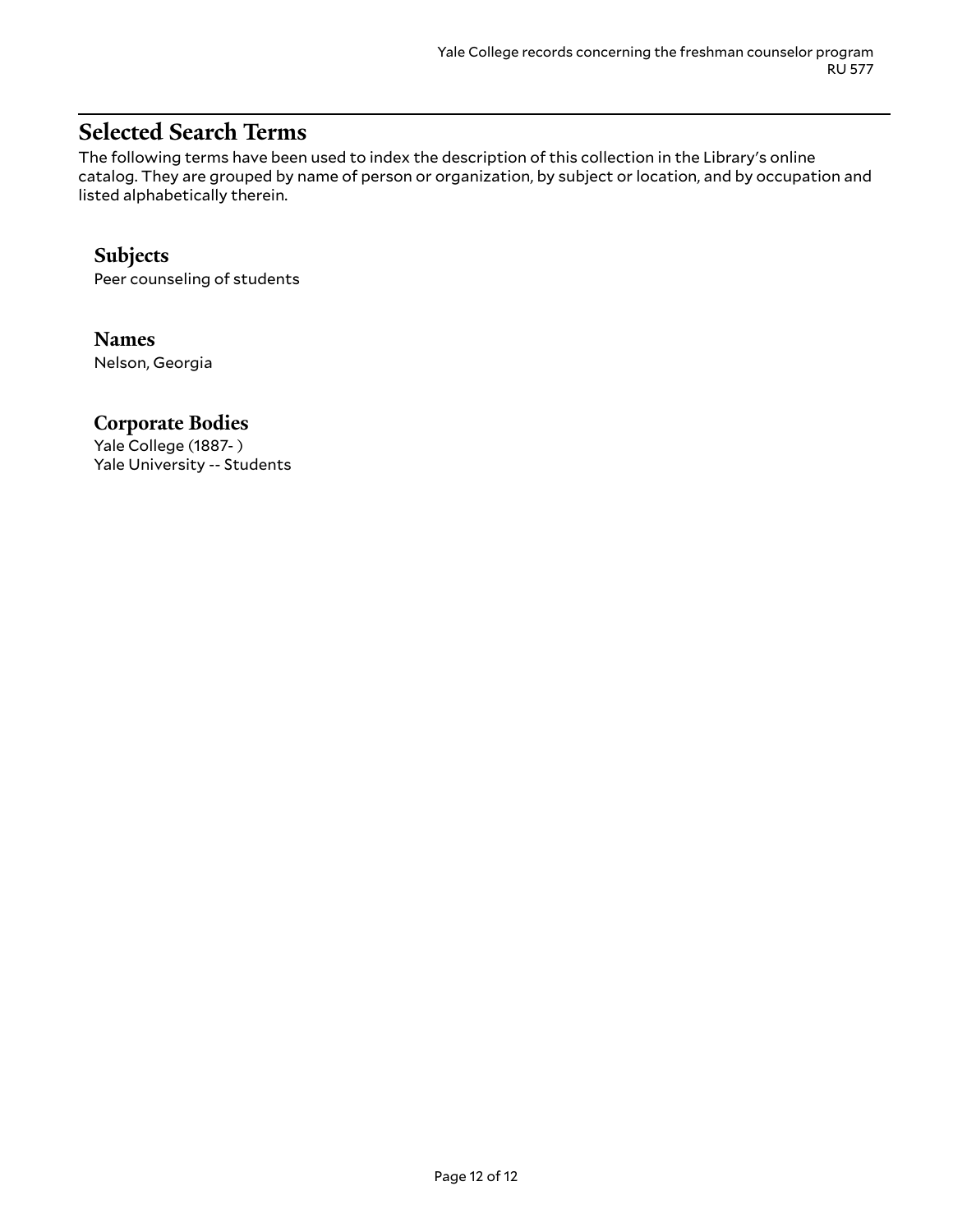## Selected Search Terms

The following terms have been used to index the description of this collection in the Library's online catalog. They are grouped by name of person or organization, by subject or location, and by occupation and listed alphabetically therein.

### Subjects

Peer counseling of students

### Names

Nelson, Georgia

### Corporate Bodies

Yale College (1887- )
Yale University -- Students